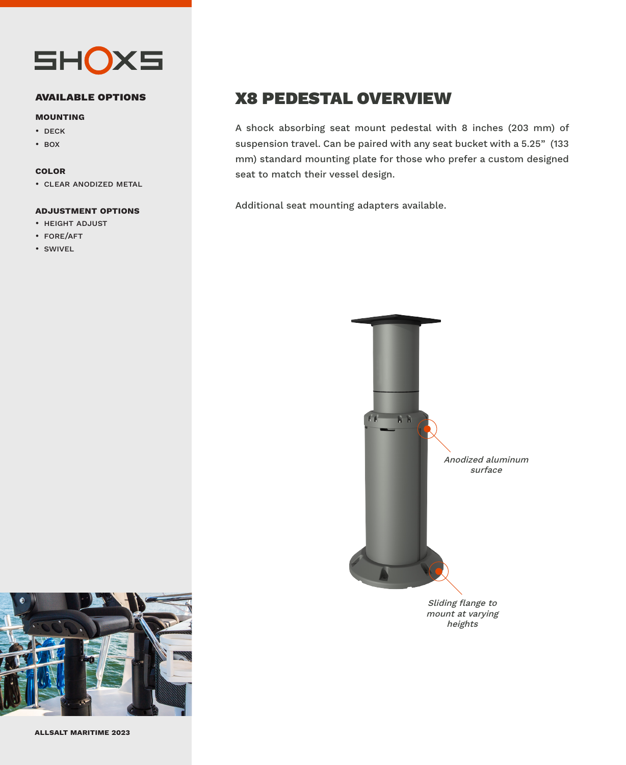# SHOXS

## AVAILABLE OPTIONS

### MOUNTING

- DECK
- BOX

### COLOR

- CLEAR ANODIZED METAL

### ADJUSTMENT OPTIONS

- HEIGHT ADJUST
- FORE/AFT
- SWIVEL

**ALLSALT MARITIME 2023**

# X8 PEDESTAL OVERVIEW

A shock absorbing seat mount pedestal with 8 inches (203 mm) of suspension travel. Can be paired with any seat bucket with a 5.25" (133 mm) standard mounting plate for those who prefer a custom designed seat to match their vessel design.

Additional seat mounting adapters available.

*Anodized aluminum surface*

*Sliding flange to mount at varying heights*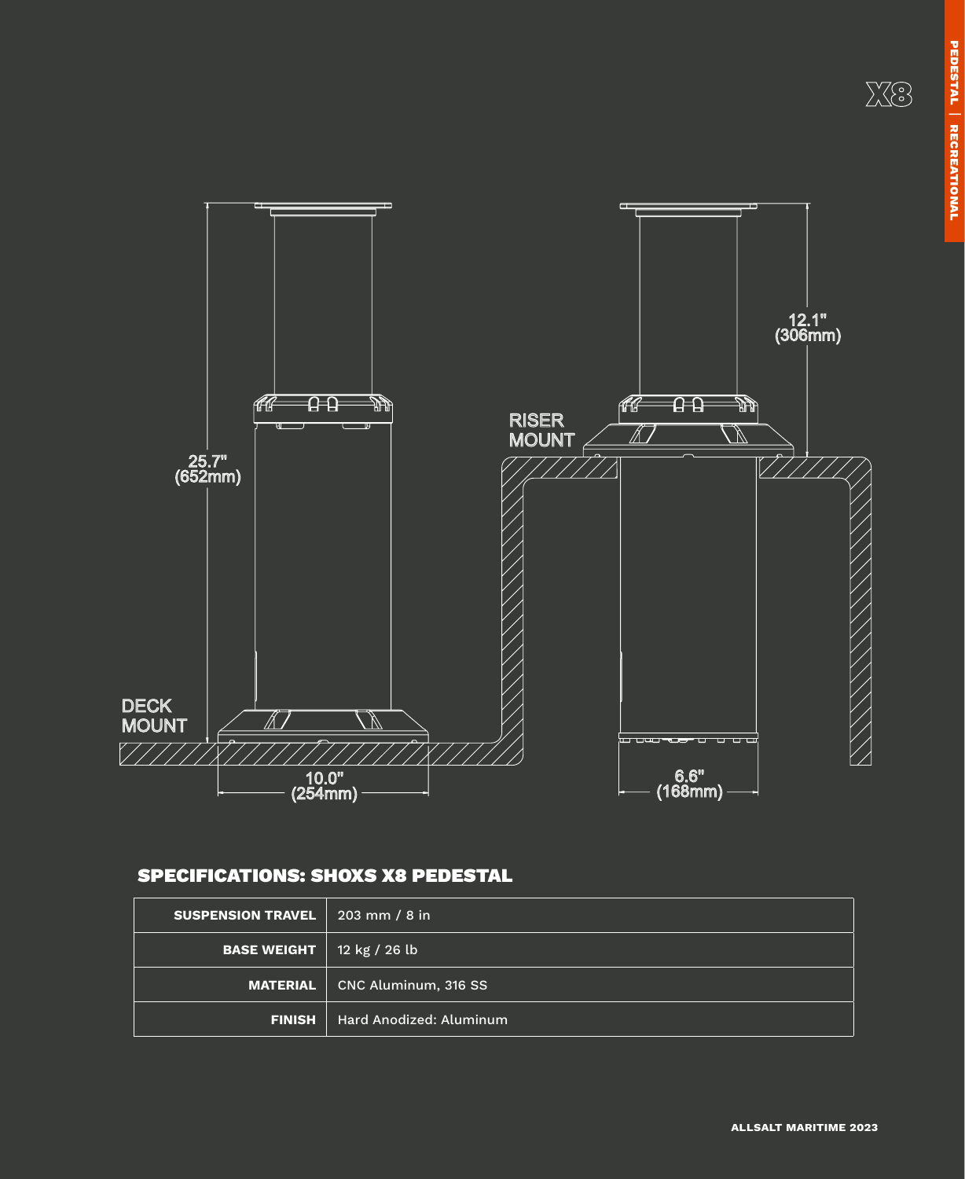X8

DECK MOUNT

25.7" (652mm)

10.0" (254mm)

RISER MOUNT

12.1" (306mm)

6.6" (168mm)

## SPECIFICATIONS: SHOXS X8 PEDESTAL

| | |
|---|---|
| **SUSPENSION TRAVEL** | 203 mm / 8 in |
| **BASE WEIGHT** | 12 kg / 26 lb |
| **MATERIAL** | CNC Aluminum, 316 SS |
| **FINISH** | Hard Anodized: Aluminum |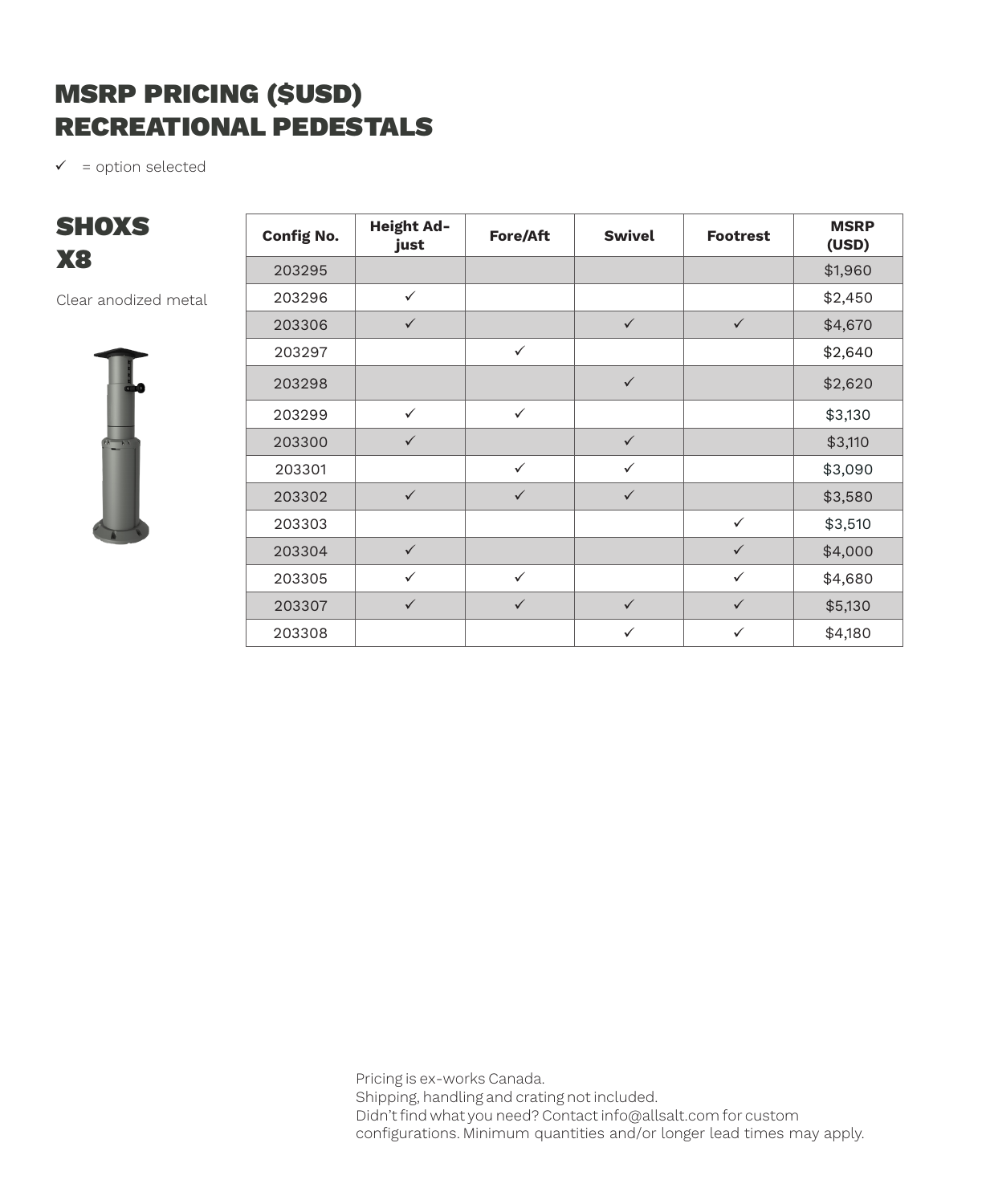# MSRP PRICING ($USD)
# RECREATIONAL PEDESTALS

✓ = option selected

## SHOXS X8

Clear anodized metal

| Config No. | Height Adjust | Fore/Aft | Swivel | Footrest | MSRP (USD) |
|---|---|---|---|---|---|
| 203295 | | | | | $1,960 |
| 203296 | ✓ | | | | $2,450 |
| 203306 | ✓ | | ✓ | ✓ | $4,670 |
| 203297 | | ✓ | | | $2,640 |
| 203298 | | | ✓ | | $2,620 |
| 203299 | ✓ | ✓ | | | $3,130 |
| 203300 | ✓ | | ✓ | | $3,110 |
| 203301 | | ✓ | ✓ | | $3,090 |
| 203302 | ✓ | ✓ | ✓ | | $3,580 |
| 203303 | | | | ✓ | $3,510 |
| 203304 | ✓ | | | ✓ | $4,000 |
| 203305 | ✓ | ✓ | | ✓ | $4,680 |
| 203307 | ✓ | ✓ | ✓ | ✓ | $5,130 |
| 203308 | | | ✓ | ✓ | $4,180 |

Pricing is ex-works Canada.
Shipping, handling and crating not included.
Didn't find what you need? Contact info@allsalt.com for custom configurations. Minimum quantities and/or longer lead times may apply.